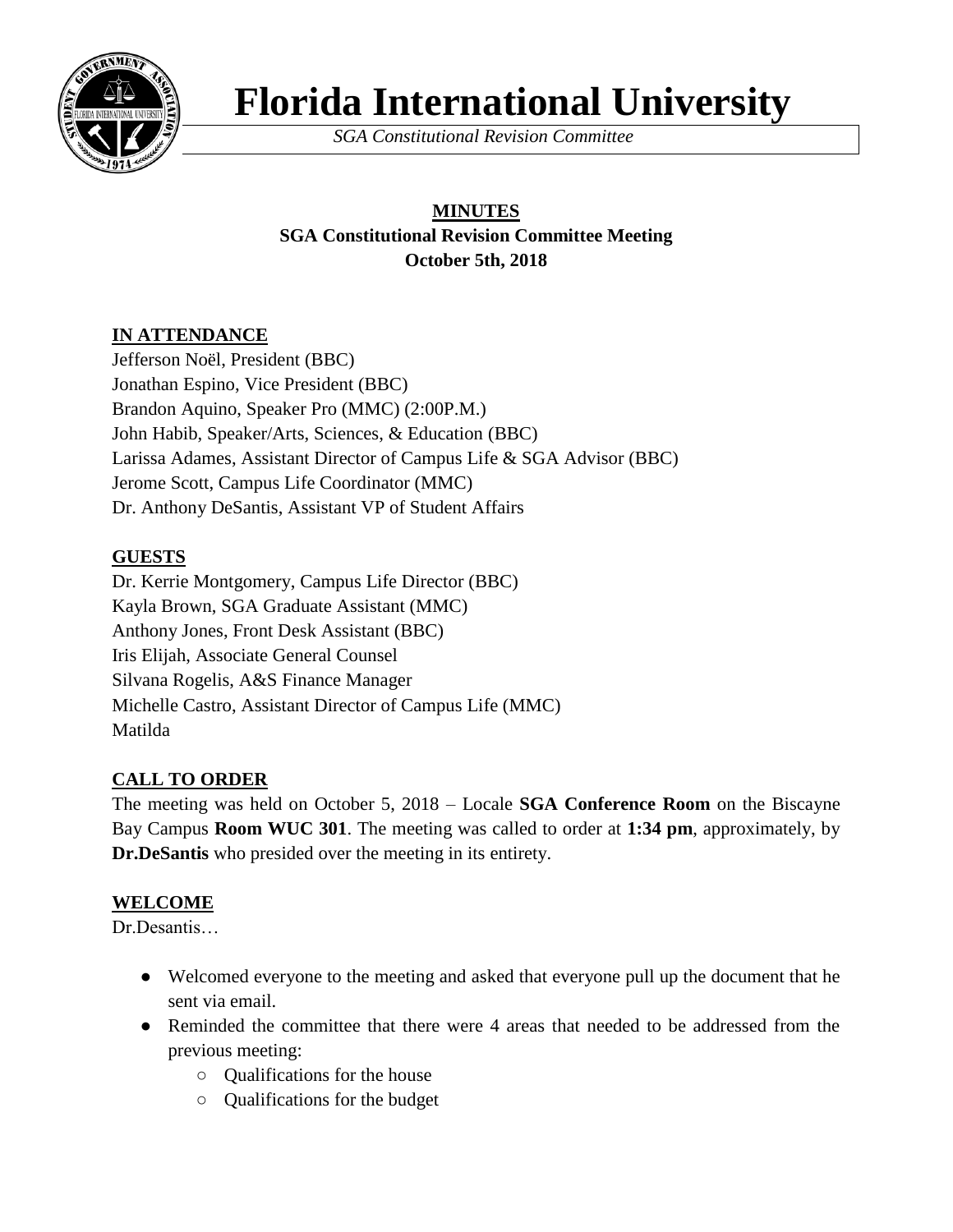# Florida International University

*SGA Constitutional Revision Committee*

**MINUTES**
**SGA Constitutional Revision Committee Meeting**
**October 5th, 2018**

## IN ATTENDANCE

Jefferson Noël, President (BBC)
Jonathan Espino, Vice President (BBC)
Brandon Aquino, Speaker Pro (MMC) (2:00P.M.)
John Habib, Speaker/Arts, Sciences, & Education (BBC)
Larissa Adames, Assistant Director of Campus Life & SGA Advisor (BBC)
Jerome Scott, Campus Life Coordinator (MMC)
Dr. Anthony DeSantis, Assistant VP of Student Affairs

## GUESTS

Dr. Kerrie Montgomery, Campus Life Director (BBC)
Kayla Brown, SGA Graduate Assistant (MMC)
Anthony Jones, Front Desk Assistant (BBC)
Iris Elijah, Associate General Counsel
Silvana Rogelis, A&S Finance Manager
Michelle Castro, Assistant Director of Campus Life (MMC)
Matilda

## CALL TO ORDER

The meeting was held on October 5, 2018 – Locale **SGA Conference Room** on the Biscayne Bay Campus **Room WUC 301**. The meeting was called to order at **1:34 pm**, approximately, by **Dr.DeSantis** who presided over the meeting in its entirety.

## WELCOME

Dr.Desantis…

- Welcomed everyone to the meeting and asked that everyone pull up the document that he sent via email.
- Reminded the committee that there were 4 areas that needed to be addressed from the previous meeting:
  - Qualifications for the house
  - Qualifications for the budget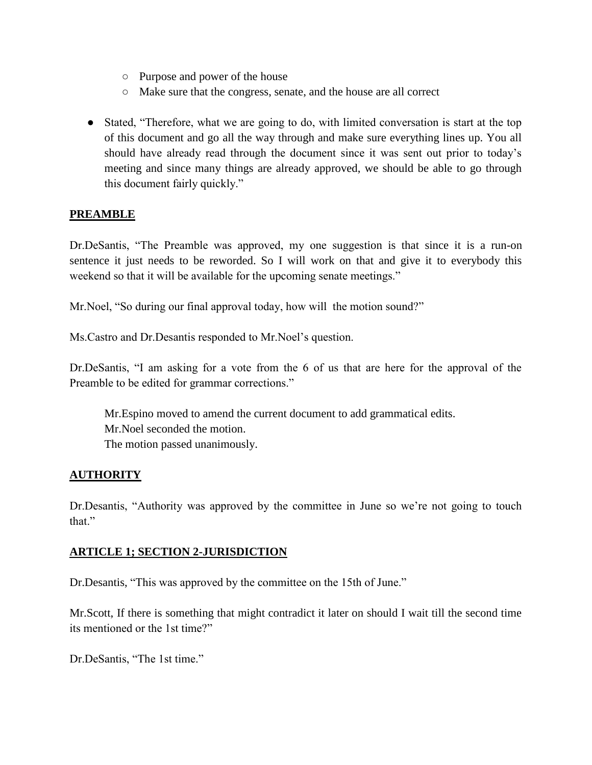- Purpose and power of the house
  - Make sure that the congress, senate, and the house are all correct

- Stated, "Therefore, what we are going to do, with limited conversation is start at the top of this document and go all the way through and make sure everything lines up. You all should have already read through the document since it was sent out prior to today's meeting and since many things are already approved, we should be able to go through this document fairly quickly."

**PREAMBLE**

Dr.DeSantis, "The Preamble was approved, my one suggestion is that since it is a run-on sentence it just needs to be reworded. So I will work on that and give it to everybody this weekend so that it will be available for the upcoming senate meetings."

Mr.Noel, "So during our final approval today, how will the motion sound?"

Ms.Castro and Dr.Desantis responded to Mr.Noel's question.

Dr.DeSantis, "I am asking for a vote from the 6 of us that are here for the approval of the Preamble to be edited for grammar corrections."

> Mr.Espino moved to amend the current document to add grammatical edits.
> Mr.Noel seconded the motion.
> The motion passed unanimously.

**AUTHORITY**

Dr.Desantis, "Authority was approved by the committee in June so we're not going to touch that."

**ARTICLE 1; SECTION 2-JURISDICTION**

Dr.Desantis, "This was approved by the committee on the 15th of June."

Mr.Scott, If there is something that might contradict it later on should I wait till the second time its mentioned or the 1st time?"

Dr.DeSantis, "The 1st time."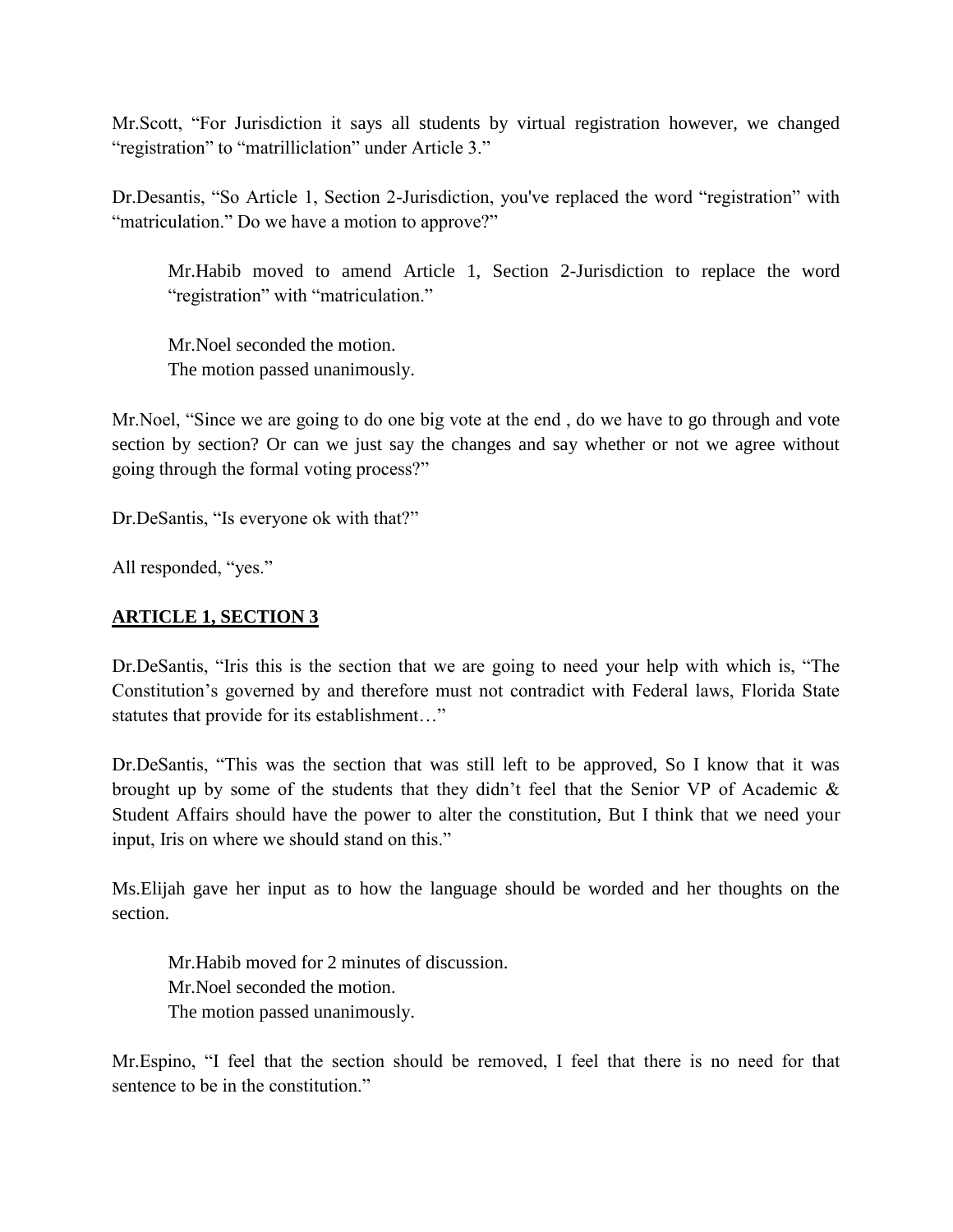Mr.Scott, "For Jurisdiction it says all students by virtual registration however, we changed "registration" to "matrilliclation" under Article 3."

Dr.Desantis, "So Article 1, Section 2-Jurisdiction, you've replaced the word "registration" with "matriculation." Do we have a motion to approve?"

> Mr.Habib moved to amend Article 1, Section 2-Jurisdiction to replace the word "registration" with "matriculation."
>
> Mr.Noel seconded the motion.
> The motion passed unanimously.

Mr.Noel, "Since we are going to do one big vote at the end , do we have to go through and vote section by section? Or can we just say the changes and say whether or not we agree without going through the formal voting process?"

Dr.DeSantis, "Is everyone ok with that?"

All responded, "yes."

**ARTICLE 1, SECTION 3**

Dr.DeSantis, "Iris this is the section that we are going to need your help with which is, "The Constitution's governed by and therefore must not contradict with Federal laws, Florida State statutes that provide for its establishment…"

Dr.DeSantis, "This was the section that was still left to be approved, So I know that it was brought up by some of the students that they didn't feel that the Senior VP of Academic & Student Affairs should have the power to alter the constitution, But I think that we need your input, Iris on where we should stand on this."

Ms.Elijah gave her input as to how the language should be worded and her thoughts on the section.

> Mr.Habib moved for 2 minutes of discussion.
> Mr.Noel seconded the motion.
> The motion passed unanimously.

Mr.Espino, "I feel that the section should be removed, I feel that there is no need for that sentence to be in the constitution."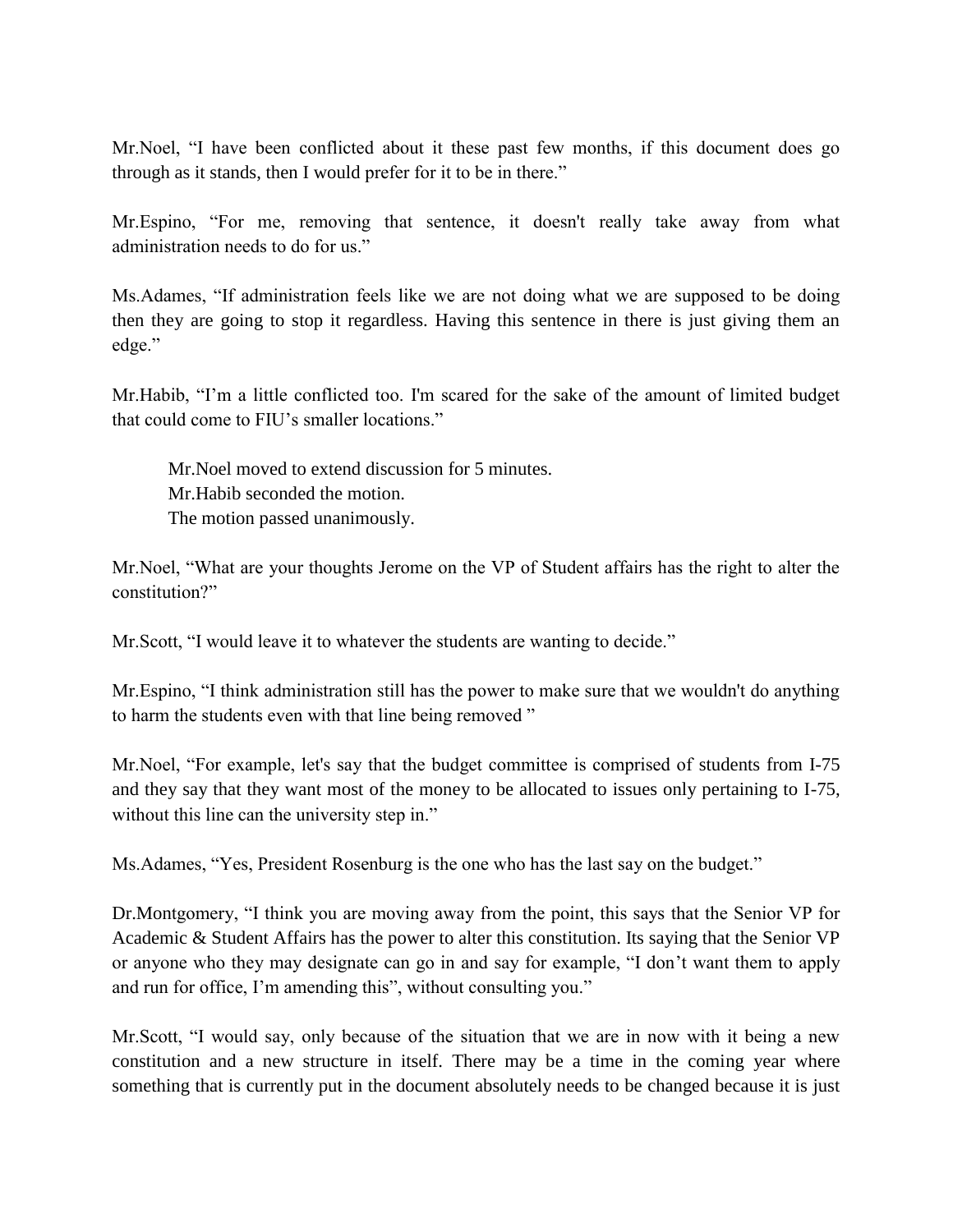Mr.Noel, “I have been conflicted about it these past few months, if this document does go through as it stands, then I would prefer for it to be in there.”

Mr.Espino, “For me, removing that sentence, it doesn't really take away from what administration needs to do for us.”

Ms.Adames, “If administration feels like we are not doing what we are supposed to be doing then they are going to stop it regardless. Having this sentence in there is just giving them an edge.”

Mr.Habib, “I’m a little conflicted too. I'm scared for the sake of the amount of limited budget that could come to FIU’s smaller locations.”

> Mr.Noel moved to extend discussion for 5 minutes.
> Mr.Habib seconded the motion.
> The motion passed unanimously.

Mr.Noel, “What are your thoughts Jerome on the VP of Student affairs has the right to alter the constitution?”

Mr.Scott, “I would leave it to whatever the students are wanting to decide.”

Mr.Espino, “I think administration still has the power to make sure that we wouldn't do anything to harm the students even with that line being removed ”

Mr.Noel, “For example, let's say that the budget committee is comprised of students from I-75 and they say that they want most of the money to be allocated to issues only pertaining to I-75, without this line can the university step in.”

Ms.Adames, “Yes, President Rosenburg is the one who has the last say on the budget.”

Dr.Montgomery, “I think you are moving away from the point, this says that the Senior VP for Academic & Student Affairs has the power to alter this constitution. Its saying that the Senior VP or anyone who they may designate can go in and say for example, “I don’t want them to apply and run for office, I’m amending this”, without consulting you.”

Mr.Scott, “I would say, only because of the situation that we are in now with it being a new constitution and a new structure in itself. There may be a time in the coming year where something that is currently put in the document absolutely needs to be changed because it is just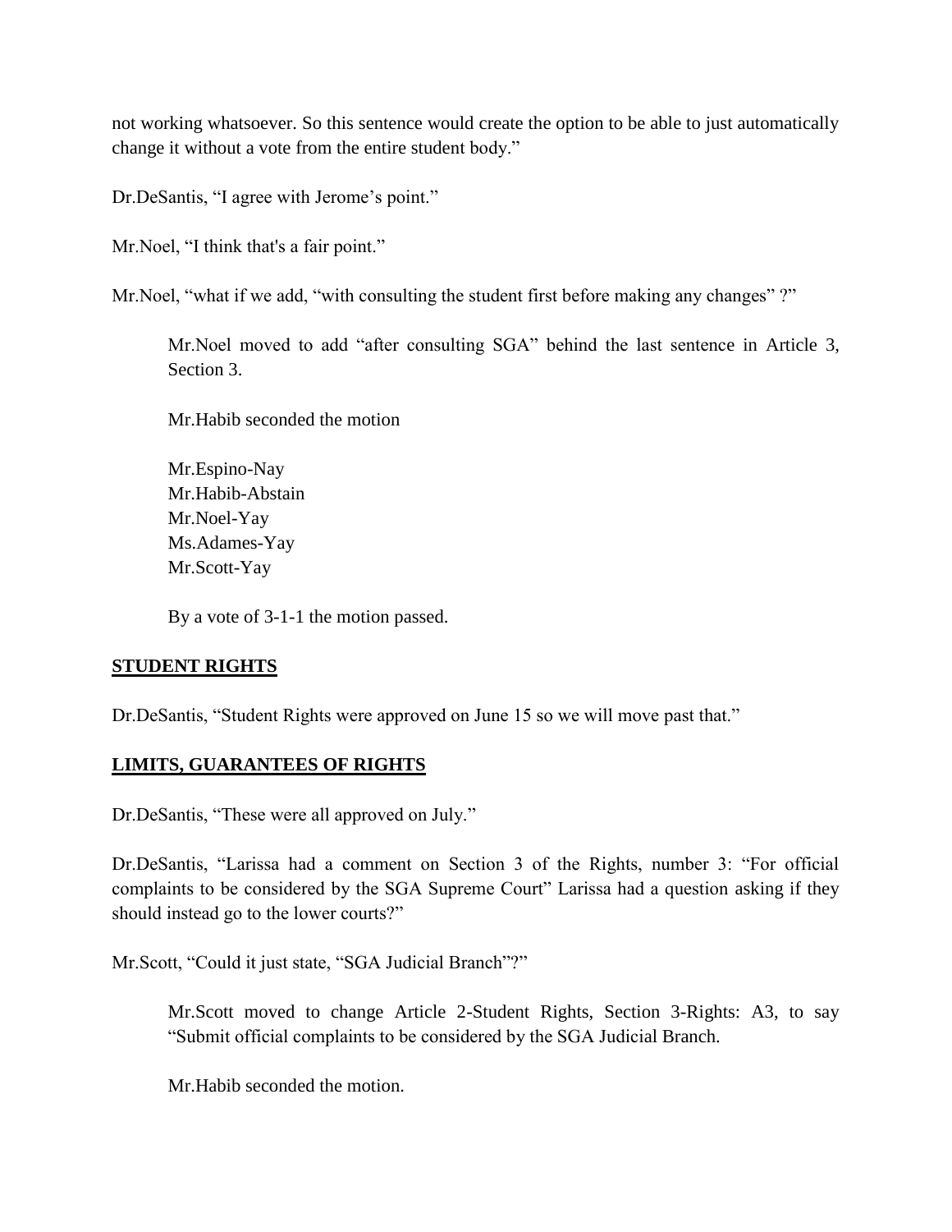not working whatsoever. So this sentence would create the option to be able to just automatically change it without a vote from the entire student body."

Dr.DeSantis, "I agree with Jerome's point."

Mr.Noel, "I think that's a fair point."

Mr.Noel, "what if we add, "with consulting the student first before making any changes" ?"

> Mr.Noel moved to add "after consulting SGA" behind the last sentence in Article 3, Section 3.
>
> Mr.Habib seconded the motion
>
> Mr.Espino-Nay
> Mr.Habib-Abstain
> Mr.Noel-Yay
> Ms.Adames-Yay
> Mr.Scott-Yay
>
> By a vote of 3-1-1 the motion passed.

## STUDENT RIGHTS

Dr.DeSantis, "Student Rights were approved on June 15 so we will move past that."

## LIMITS, GUARANTEES OF RIGHTS

Dr.DeSantis, "These were all approved on July."

Dr.DeSantis, "Larissa had a comment on Section 3 of the Rights, number 3: "For official complaints to be considered by the SGA Supreme Court" Larissa had a question asking if they should instead go to the lower courts?"

Mr.Scott, "Could it just state, "SGA Judicial Branch"?"

> Mr.Scott moved to change Article 2-Student Rights, Section 3-Rights: A3, to say "Submit official complaints to be considered by the SGA Judicial Branch.
>
> Mr.Habib seconded the motion.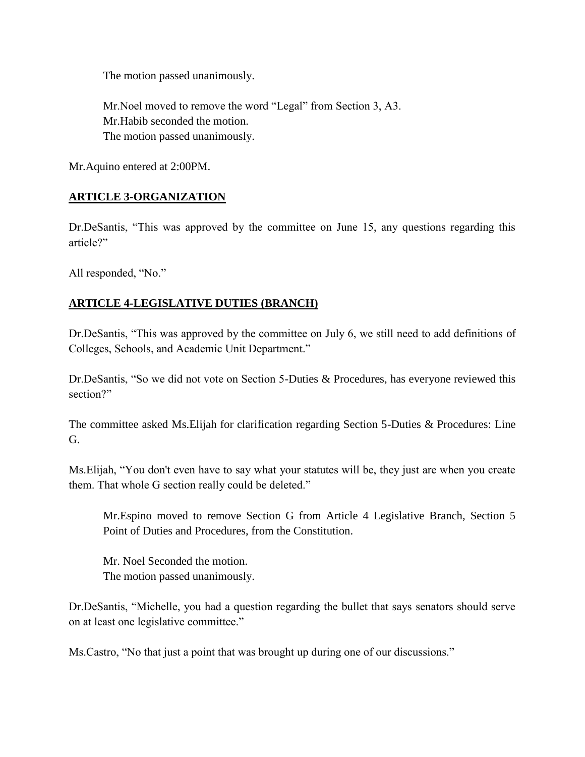The motion passed unanimously.

Mr.Noel moved to remove the word "Legal" from Section 3, A3.
Mr.Habib seconded the motion.
The motion passed unanimously.

Mr.Aquino entered at 2:00PM.

**ARTICLE 3-ORGANIZATION**

Dr.DeSantis, "This was approved by the committee on June 15, any questions regarding this article?"

All responded, "No."

**ARTICLE 4-LEGISLATIVE DUTIES (BRANCH)**

Dr.DeSantis, "This was approved by the committee on July 6, we still need to add definitions of Colleges, Schools, and Academic Unit Department."

Dr.DeSantis, "So we did not vote on Section 5-Duties & Procedures, has everyone reviewed this section?"

The committee asked Ms.Elijah for clarification regarding Section 5-Duties & Procedures: Line G.

Ms.Elijah, "You don't even have to say what your statutes will be, they just are when you create them. That whole G section really could be deleted."

Mr.Espino moved to remove Section G from Article 4 Legislative Branch, Section 5 Point of Duties and Procedures, from the Constitution.

Mr. Noel Seconded the motion.
The motion passed unanimously.

Dr.DeSantis, "Michelle, you had a question regarding the bullet that says senators should serve on at least one legislative committee."

Ms.Castro, "No that just a point that was brought up during one of our discussions."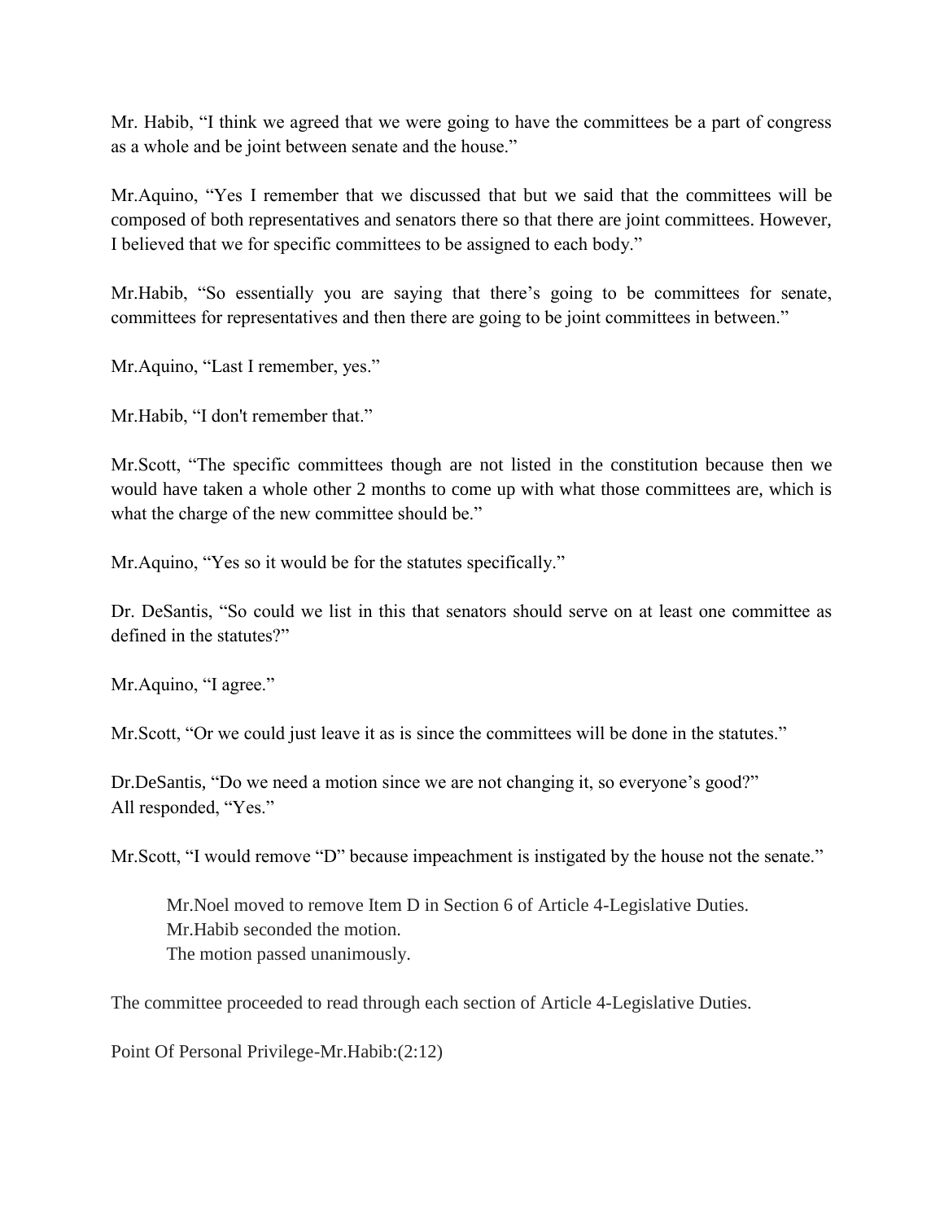Mr. Habib, "I think we agreed that we were going to have the committees be a part of congress as a whole and be joint between senate and the house."

Mr.Aquino, "Yes I remember that we discussed that but we said that the committees will be composed of both representatives and senators there so that there are joint committees. However, I believed that we for specific committees to be assigned to each body."

Mr.Habib, "So essentially you are saying that there's going to be committees for senate, committees for representatives and then there are going to be joint committees in between."

Mr.Aquino, "Last I remember, yes."

Mr.Habib, "I don't remember that."

Mr.Scott, "The specific committees though are not listed in the constitution because then we would have taken a whole other 2 months to come up with what those committees are, which is what the charge of the new committee should be."

Mr.Aquino, "Yes so it would be for the statutes specifically."

Dr. DeSantis, "So could we list in this that senators should serve on at least one committee as defined in the statutes?"

Mr.Aquino, "I agree."

Mr.Scott, "Or we could just leave it as is since the committees will be done in the statutes."

Dr.DeSantis, "Do we need a motion since we are not changing it, so everyone's good?"
All responded, "Yes."

Mr.Scott, "I would remove "D" because impeachment is instigated by the house not the senate."

> Mr.Noel moved to remove Item D in Section 6 of Article 4-Legislative Duties.
> Mr.Habib seconded the motion.
> The motion passed unanimously.

The committee proceeded to read through each section of Article 4-Legislative Duties.

Point Of Personal Privilege-Mr.Habib:(2:12)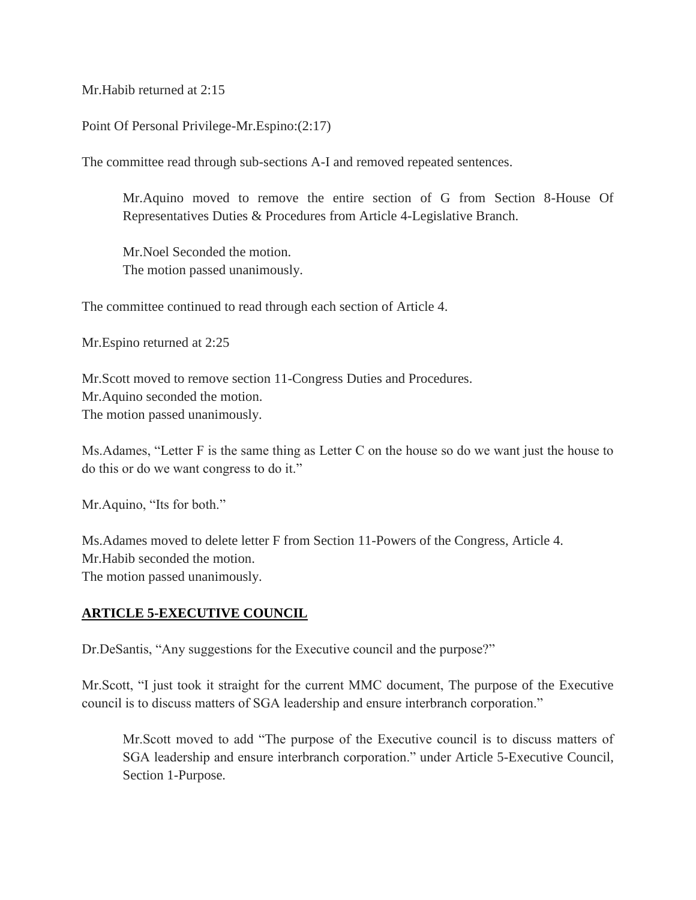Mr.Habib returned at 2:15

Point Of Personal Privilege-Mr.Espino:(2:17)

The committee read through sub-sections A-I and removed repeated sentences.

> Mr.Aquino moved to remove the entire section of G from Section 8-House Of Representatives Duties & Procedures from Article 4-Legislative Branch.
>
> Mr.Noel Seconded the motion.
> The motion passed unanimously.

The committee continued to read through each section of Article 4.

Mr.Espino returned at 2:25

Mr.Scott moved to remove section 11-Congress Duties and Procedures.
Mr.Aquino seconded the motion.
The motion passed unanimously.

Ms.Adames, "Letter F is the same thing as Letter C on the house so do we want just the house to do this or do we want congress to do it."

Mr.Aquino, "Its for both."

Ms.Adames moved to delete letter F from Section 11-Powers of the Congress, Article 4.
Mr.Habib seconded the motion.
The motion passed unanimously.

## **ARTICLE 5-EXECUTIVE COUNCIL**

Dr.DeSantis, "Any suggestions for the Executive council and the purpose?"

Mr.Scott, "I just took it straight for the current MMC document, The purpose of the Executive council is to discuss matters of SGA leadership and ensure interbranch corporation."

> Mr.Scott moved to add "The purpose of the Executive council is to discuss matters of SGA leadership and ensure interbranch corporation." under Article 5-Executive Council, Section 1-Purpose.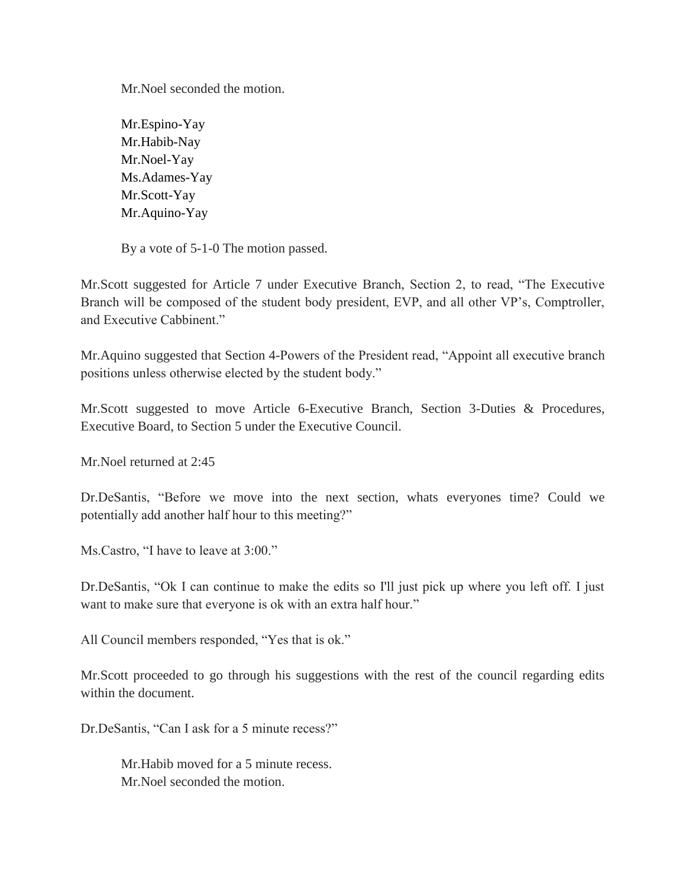Mr.Noel seconded the motion.

Mr.Espino-Yay
Mr.Habib-Nay
Mr.Noel-Yay
Ms.Adames-Yay
Mr.Scott-Yay
Mr.Aquino-Yay

By a vote of 5-1-0 The motion passed.

Mr.Scott suggested for Article 7 under Executive Branch, Section 2, to read, "The Executive Branch will be composed of the student body president, EVP, and all other VP's, Comptroller, and Executive Cabbinent."

Mr.Aquino suggested that Section 4-Powers of the President read, "Appoint all executive branch positions unless otherwise elected by the student body."

Mr.Scott suggested to move Article 6-Executive Branch, Section 3-Duties & Procedures, Executive Board, to Section 5 under the Executive Council.

Mr.Noel returned at 2:45

Dr.DeSantis, "Before we move into the next section, whats everyones time? Could we potentially add another half hour to this meeting?"

Ms.Castro, "I have to leave at 3:00."

Dr.DeSantis, "Ok I can continue to make the edits so I'll just pick up where you left off. I just want to make sure that everyone is ok with an extra half hour."

All Council members responded, "Yes that is ok."

Mr.Scott proceeded to go through his suggestions with the rest of the council regarding edits within the document.

Dr.DeSantis, "Can I ask for a 5 minute recess?"

Mr.Habib moved for a 5 minute recess.
Mr.Noel seconded the motion.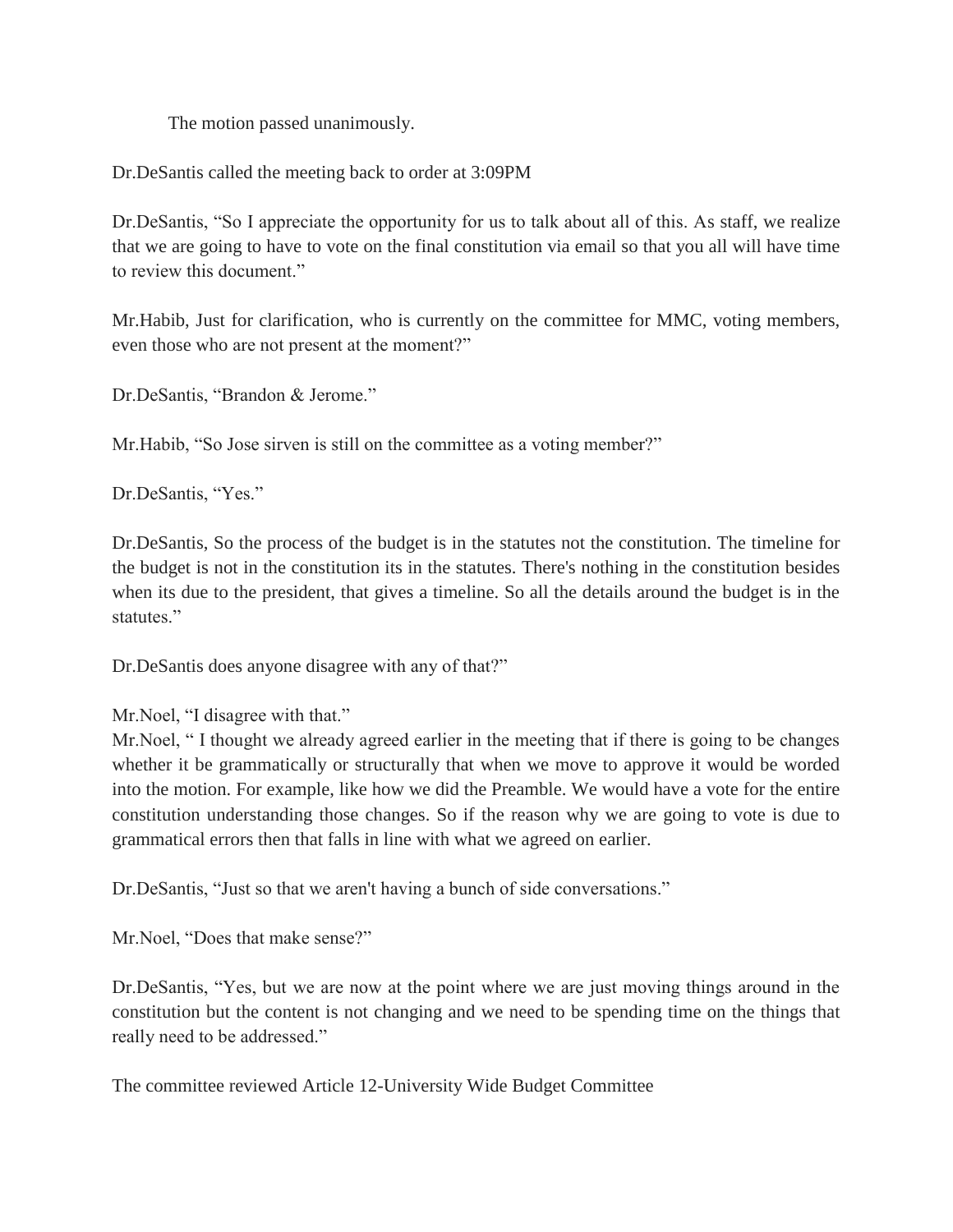The motion passed unanimously.

Dr.DeSantis called the meeting back to order at 3:09PM

Dr.DeSantis, "So I appreciate the opportunity for us to talk about all of this. As staff, we realize that we are going to have to vote on the final constitution via email so that you all will have time to review this document."

Mr.Habib, Just for clarification, who is currently on the committee for MMC, voting members, even those who are not present at the moment?"

Dr.DeSantis, "Brandon & Jerome."

Mr.Habib, "So Jose sirven is still on the committee as a voting member?"

Dr.DeSantis, "Yes."

Dr.DeSantis, So the process of the budget is in the statutes not the constitution. The timeline for the budget is not in the constitution its in the statutes. There's nothing in the constitution besides when its due to the president, that gives a timeline. So all the details around the budget is in the statutes."

Dr.DeSantis does anyone disagree with any of that?"

Mr.Noel, "I disagree with that."

Mr.Noel, " I thought we already agreed earlier in the meeting that if there is going to be changes whether it be grammatically or structurally that when we move to approve it would be worded into the motion. For example, like how we did the Preamble. We would have a vote for the entire constitution understanding those changes. So if the reason why we are going to vote is due to grammatical errors then that falls in line with what we agreed on earlier.

Dr.DeSantis, "Just so that we aren't having a bunch of side conversations."

Mr.Noel, "Does that make sense?"

Dr.DeSantis, "Yes, but we are now at the point where we are just moving things around in the constitution but the content is not changing and we need to be spending time on the things that really need to be addressed."

The committee reviewed Article 12-University Wide Budget Committee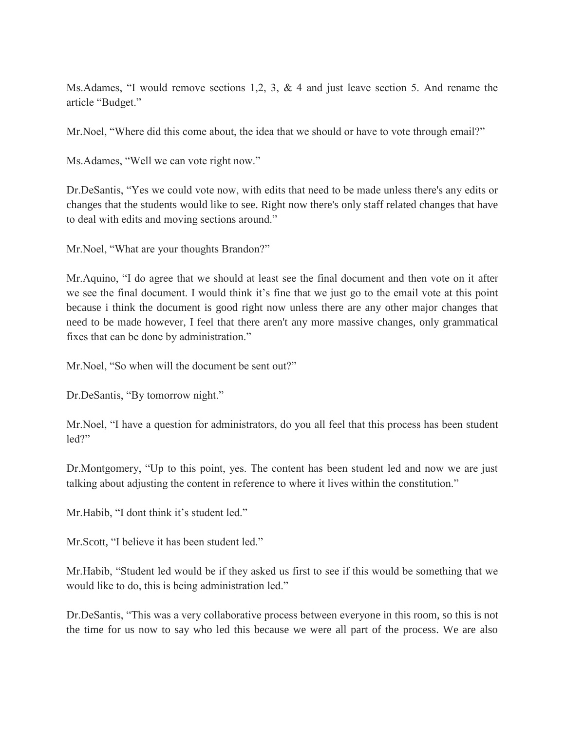Ms.Adames, “I would remove sections 1,2, 3, & 4 and just leave section 5. And rename the article “Budget.”

Mr.Noel, “Where did this come about, the idea that we should or have to vote through email?”

Ms.Adames, “Well we can vote right now.”

Dr.DeSantis, “Yes we could vote now, with edits that need to be made unless there's any edits or changes that the students would like to see. Right now there's only staff related changes that have to deal with edits and moving sections around.”

Mr.Noel, “What are your thoughts Brandon?”

Mr.Aquino, “I do agree that we should at least see the final document and then vote on it after we see the final document. I would think it’s fine that we just go to the email vote at this point because i think the document is good right now unless there are any other major changes that need to be made however, I feel that there aren't any more massive changes, only grammatical fixes that can be done by administration.”

Mr.Noel, “So when will the document be sent out?”

Dr.DeSantis, “By tomorrow night.”

Mr.Noel, “I have a question for administrators, do you all feel that this process has been student led?”

Dr.Montgomery, “Up to this point, yes. The content has been student led and now we are just talking about adjusting the content in reference to where it lives within the constitution.”

Mr.Habib, “I dont think it’s student led.”

Mr.Scott, “I believe it has been student led.”

Mr.Habib, “Student led would be if they asked us first to see if this would be something that we would like to do, this is being administration led.”

Dr.DeSantis, “This was a very collaborative process between everyone in this room, so this is not the time for us now to say who led this because we were all part of the process. We are also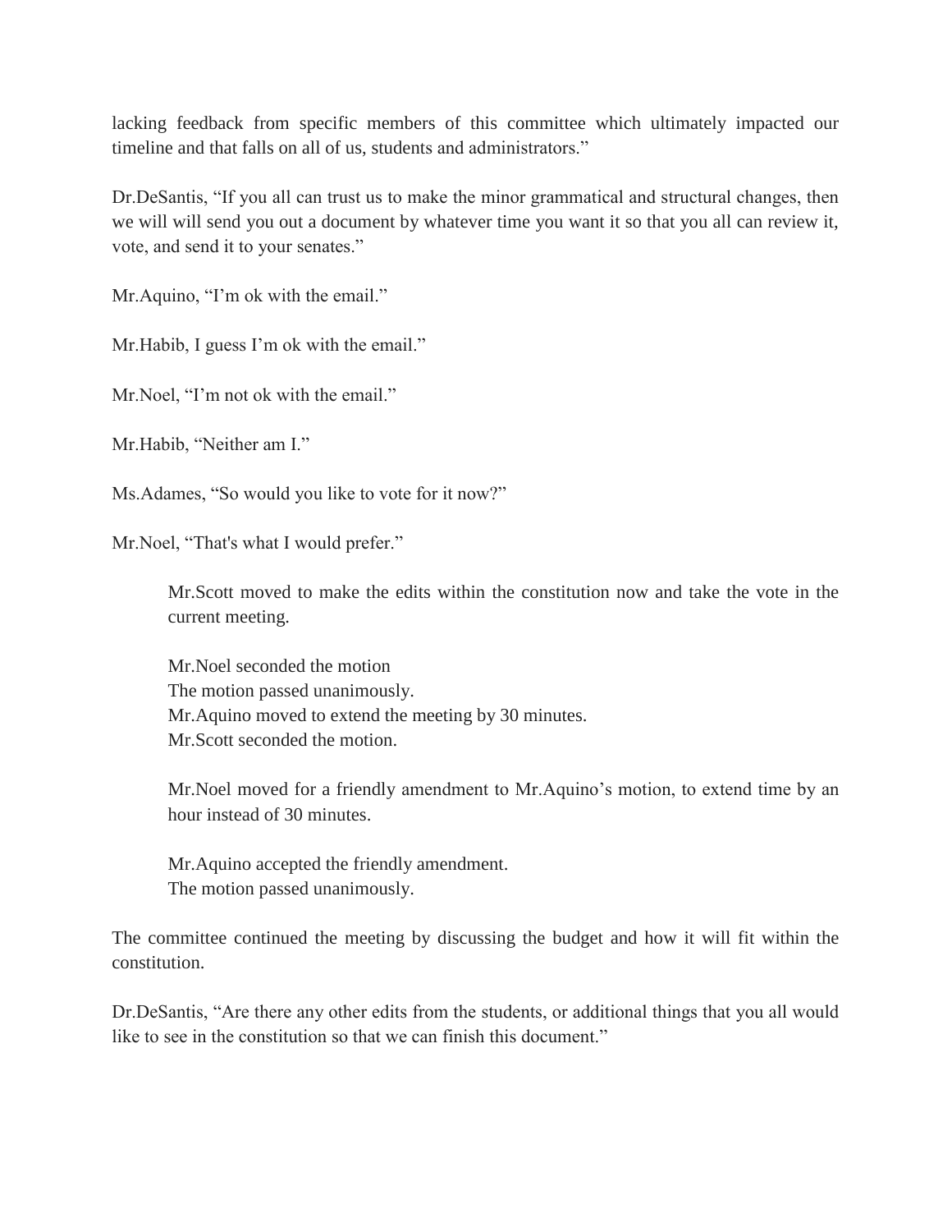lacking feedback from specific members of this committee which ultimately impacted our timeline and that falls on all of us, students and administrators."

Dr.DeSantis, "If you all can trust us to make the minor grammatical and structural changes, then we will will send you out a document by whatever time you want it so that you all can review it, vote, and send it to your senates."

Mr.Aquino, "I'm ok with the email."

Mr.Habib, I guess I'm ok with the email."

Mr.Noel, "I'm not ok with the email."

Mr.Habib, "Neither am I."

Ms.Adames, "So would you like to vote for it now?"

Mr.Noel, "That's what I would prefer."

> Mr.Scott moved to make the edits within the constitution now and take the vote in the current meeting.
>
> Mr.Noel seconded the motion
> The motion passed unanimously.
> Mr.Aquino moved to extend the meeting by 30 minutes.
> Mr.Scott seconded the motion.
>
> Mr.Noel moved for a friendly amendment to Mr.Aquino's motion, to extend time by an hour instead of 30 minutes.
>
> Mr.Aquino accepted the friendly amendment.
> The motion passed unanimously.

The committee continued the meeting by discussing the budget and how it will fit within the constitution.

Dr.DeSantis, "Are there any other edits from the students, or additional things that you all would like to see in the constitution so that we can finish this document."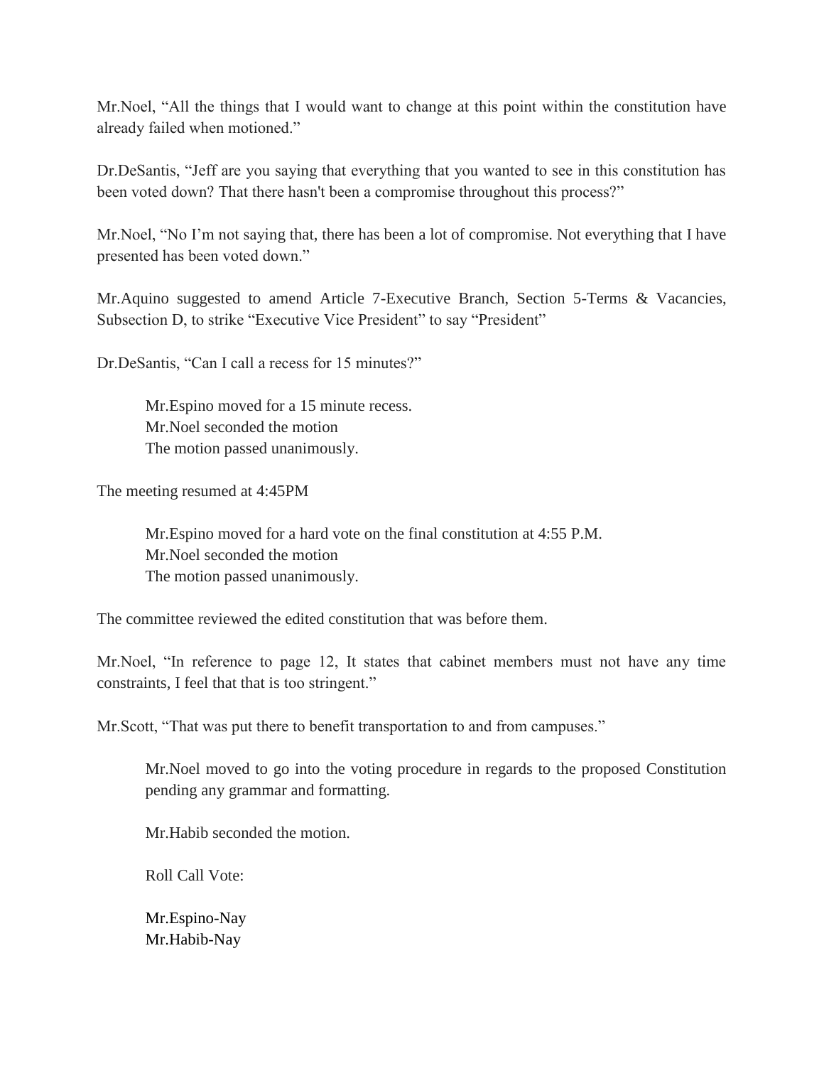Mr.Noel, “All the things that I would want to change at this point within the constitution have already failed when motioned.”

Dr.DeSantis, “Jeff are you saying that everything that you wanted to see in this constitution has been voted down? That there hasn't been a compromise throughout this process?”

Mr.Noel, “No I’m not saying that, there has been a lot of compromise. Not everything that I have presented has been voted down.”

Mr.Aquino suggested to amend Article 7-Executive Branch, Section 5-Terms & Vacancies, Subsection D, to strike “Executive Vice President” to say “President”

Dr.DeSantis, “Can I call a recess for 15 minutes?”

> Mr.Espino moved for a 15 minute recess.
> Mr.Noel seconded the motion
> The motion passed unanimously.

The meeting resumed at 4:45PM

> Mr.Espino moved for a hard vote on the final constitution at 4:55 P.M.
> Mr.Noel seconded the motion
> The motion passed unanimously.

The committee reviewed the edited constitution that was before them.

Mr.Noel, “In reference to page 12, It states that cabinet members must not have any time constraints, I feel that that is too stringent.”

Mr.Scott, “That was put there to benefit transportation to and from campuses.”

> Mr.Noel moved to go into the voting procedure in regards to the proposed Constitution pending any grammar and formatting.
>
> Mr.Habib seconded the motion.
>
> Roll Call Vote:
>
> Mr.Espino-Nay
> Mr.Habib-Nay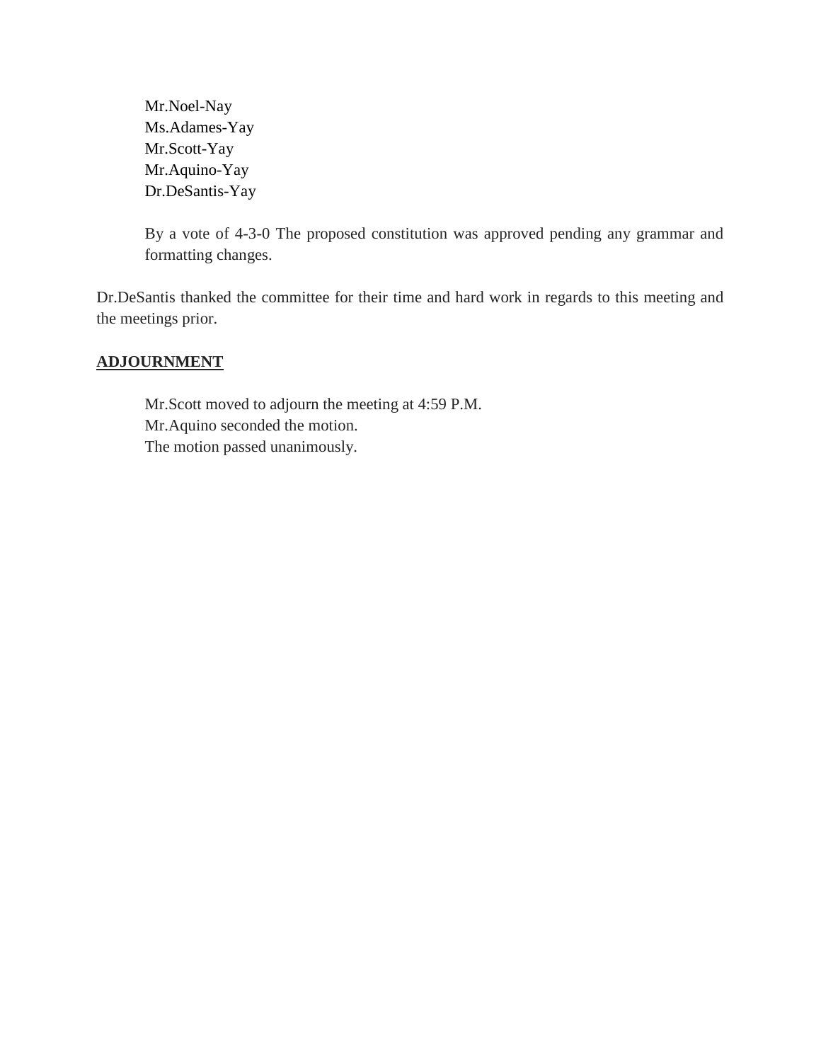Mr.Noel-Nay
Ms.Adames-Yay
Mr.Scott-Yay
Mr.Aquino-Yay
Dr.DeSantis-Yay

By a vote of 4-3-0 The proposed constitution was approved pending any grammar and formatting changes.

Dr.DeSantis thanked the committee for their time and hard work in regards to this meeting and the meetings prior.

**ADJOURNMENT**

Mr.Scott moved to adjourn the meeting at 4:59 P.M.
Mr.Aquino seconded the motion.
The motion passed unanimously.